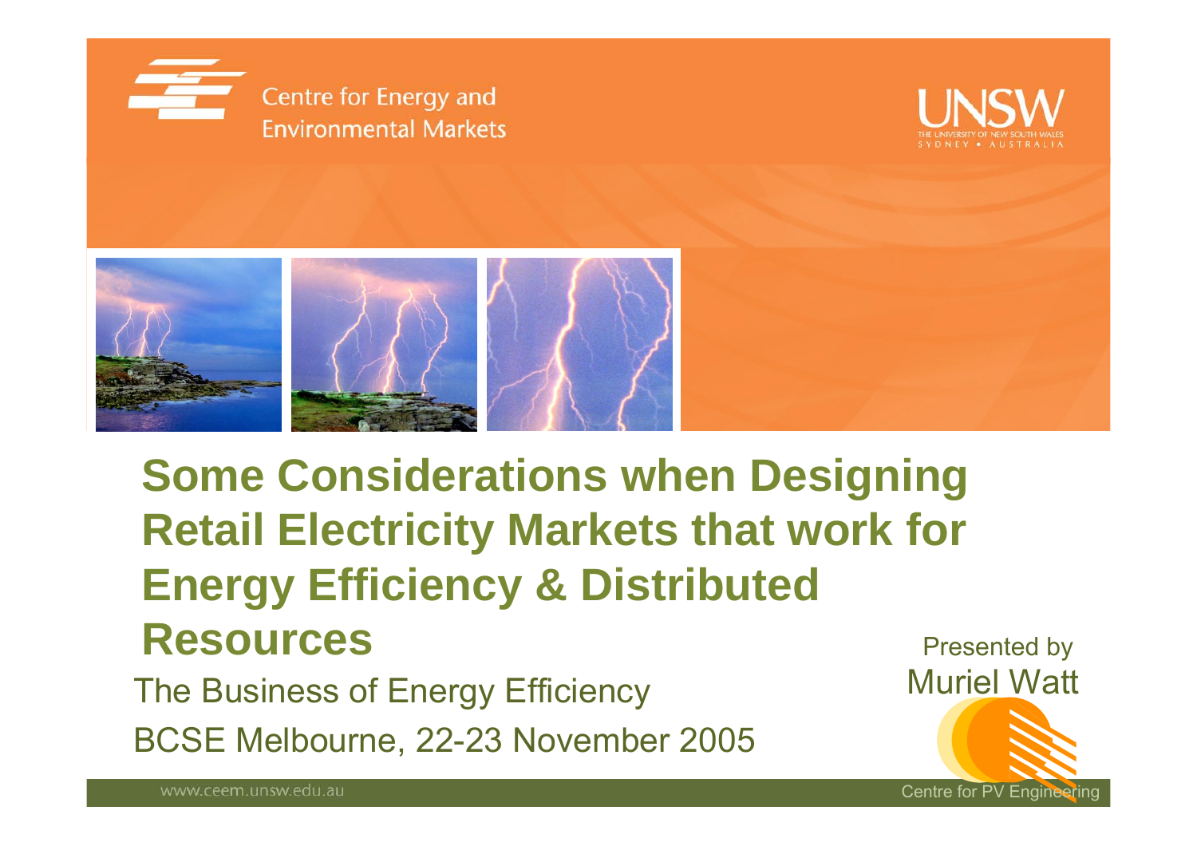Centre for Energy and Environmental Markets

UNSW
THE UNIVERSITY OF NEW SOUTH WALES
SYDNEY • AUSTRALIA

# Some Considerations when Designing Retail Electricity Markets that work for Energy Efficiency & Distributed Resources

The Business of Energy Efficiency

BCSE Melbourne, 22-23 November 2005

Presented by
Muriel Watt

www.ceem.unsw.edu.au

Centre for PV Engineering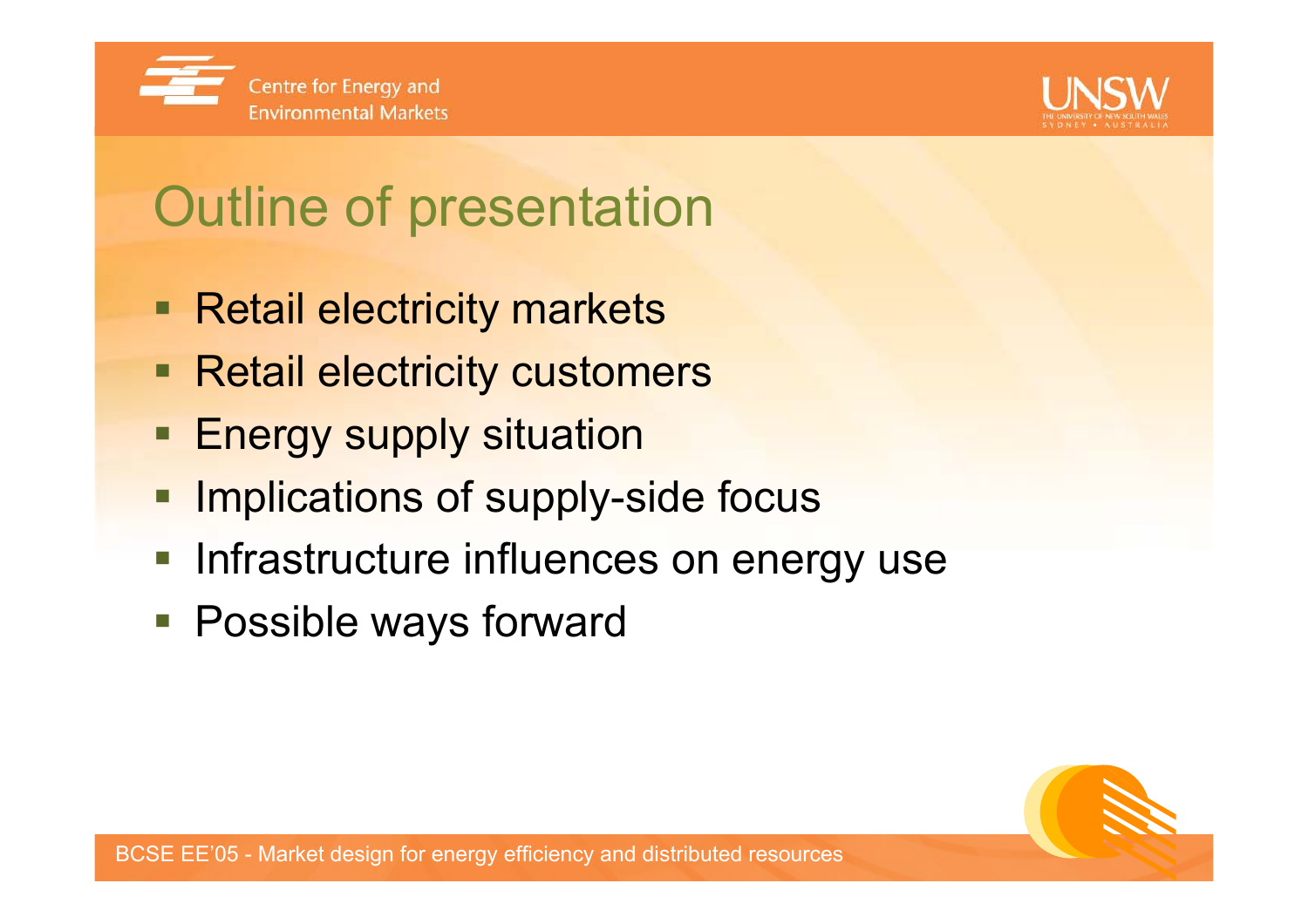# Outline of presentation

- Retail electricity markets
- Retail electricity customers
- Energy supply situation
- Implications of supply-side focus
- Infrastructure influences on energy use
- Possible ways forward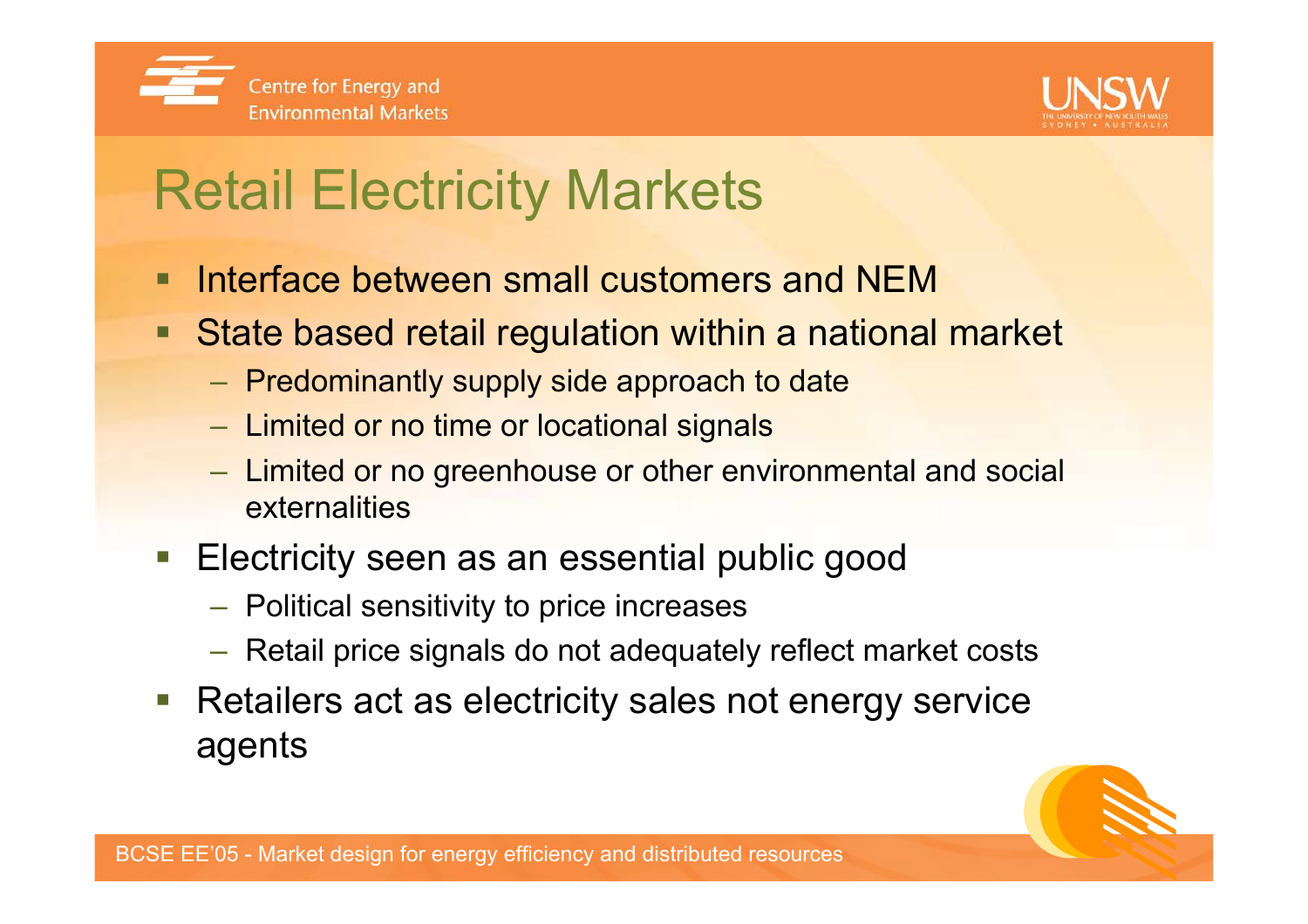# Retail Electricity Markets

- Interface between small customers and NEM
- State based retail regulation within a national market
  - Predominantly supply side approach to date
  - Limited or no time or locational signals
  - Limited or no greenhouse or other environmental and social externalities
- Electricity seen as an essential public good
  - Political sensitivity to price increases
  - Retail price signals do not adequately reflect market costs
- Retailers act as electricity sales not energy service agents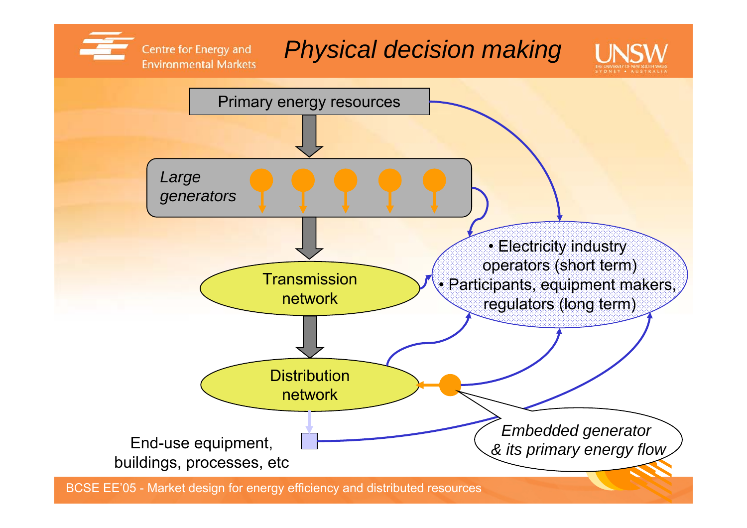# Physical decision making

Primary energy resources

*Large generators*

Transmission network

Distribution network

End-use equipment, buildings, processes, etc

- Electricity industry operators (short term)
- Participants, equipment makers, regulators (long term)

*Embedded generator & its primary energy flow*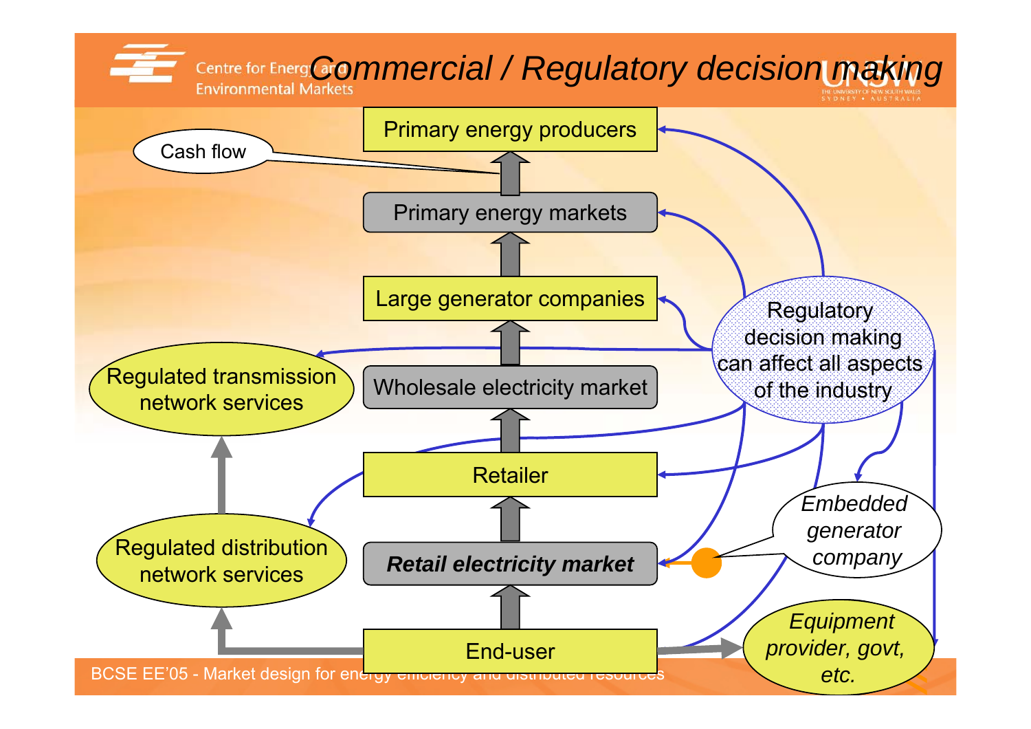# Commercial / Regulatory decision making

Primary energy producers

Cash flow

Primary energy markets

Large generator companies

Regulated transmission network services

Wholesale electricity market

Regulatory decision making can affect all aspects of the industry

Retailer

Embedded generator company

Regulated distribution network services

*Retail electricity market*

End-user

Equipment provider, govt, etc.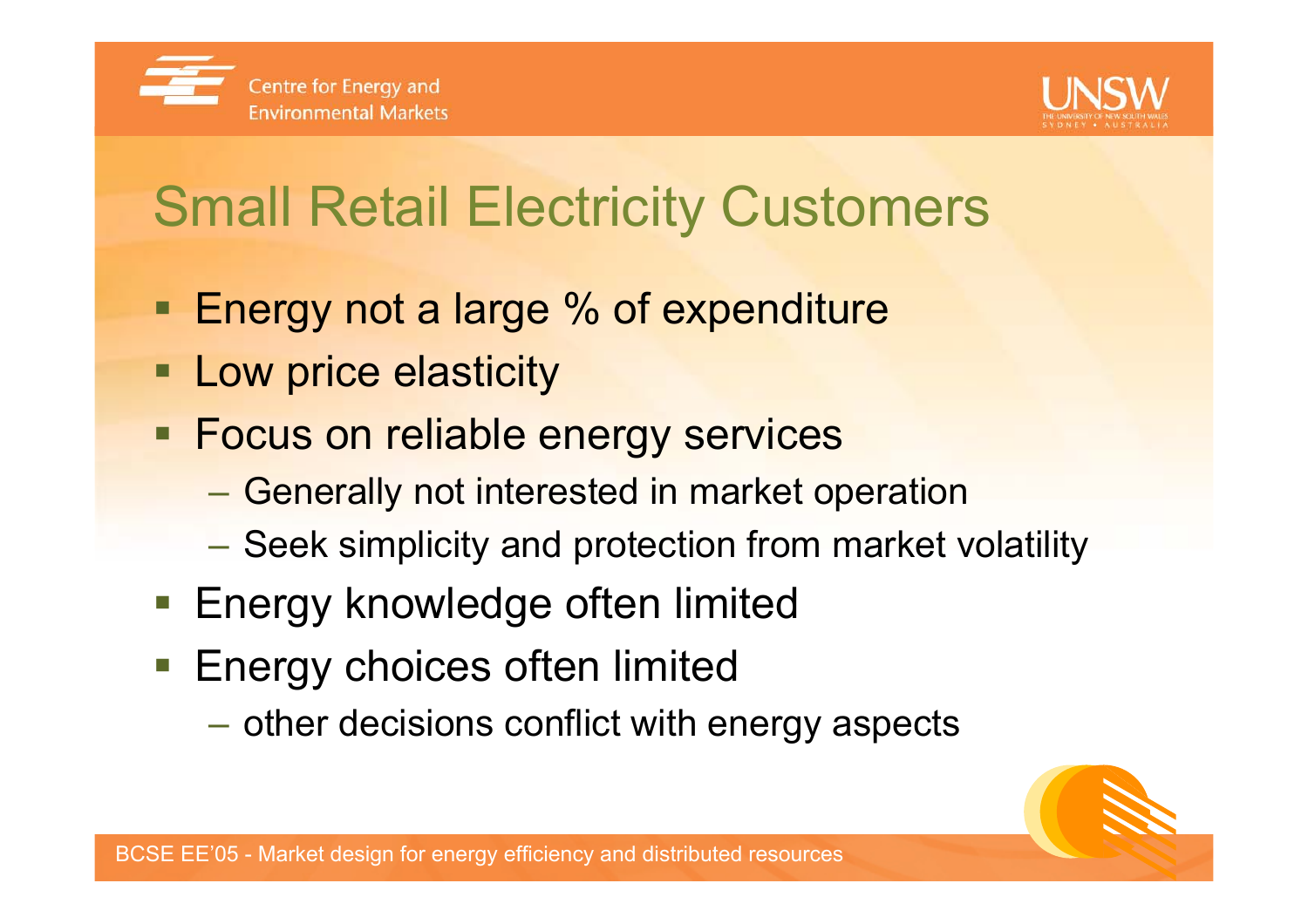# Small Retail Electricity Customers

- Energy not a large % of expenditure
- Low price elasticity
- Focus on reliable energy services
  - Generally not interested in market operation
  - Seek simplicity and protection from market volatility
- Energy knowledge often limited
- Energy choices often limited
  - other decisions conflict with energy aspects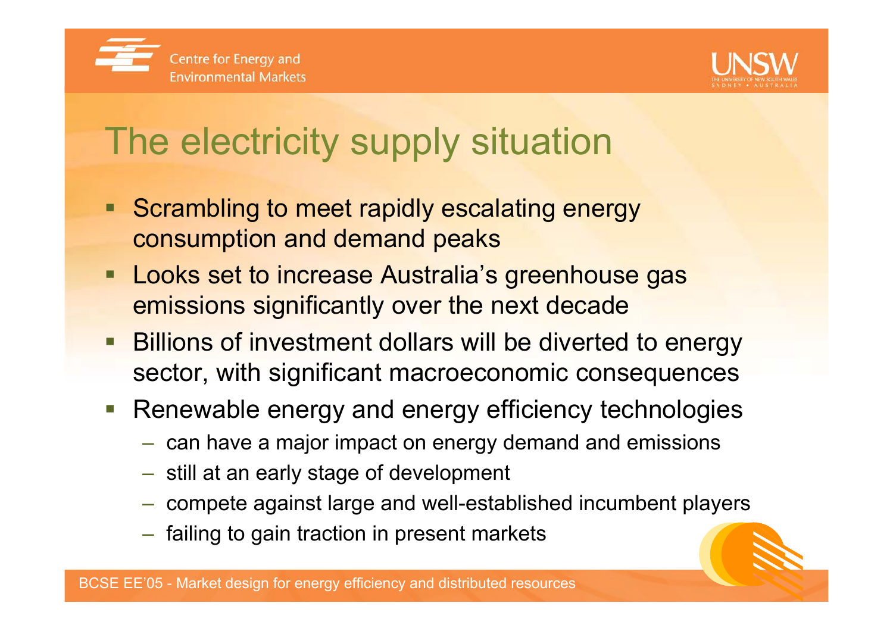# The electricity supply situation

- Scrambling to meet rapidly escalating energy consumption and demand peaks
- Looks set to increase Australia's greenhouse gas emissions significantly over the next decade
- Billions of investment dollars will be diverted to energy sector, with significant macroeconomic consequences
- Renewable energy and energy efficiency technologies
  - can have a major impact on energy demand and emissions
  - still at an early stage of development
  - compete against large and well-established incumbent players
  - failing to gain traction in present markets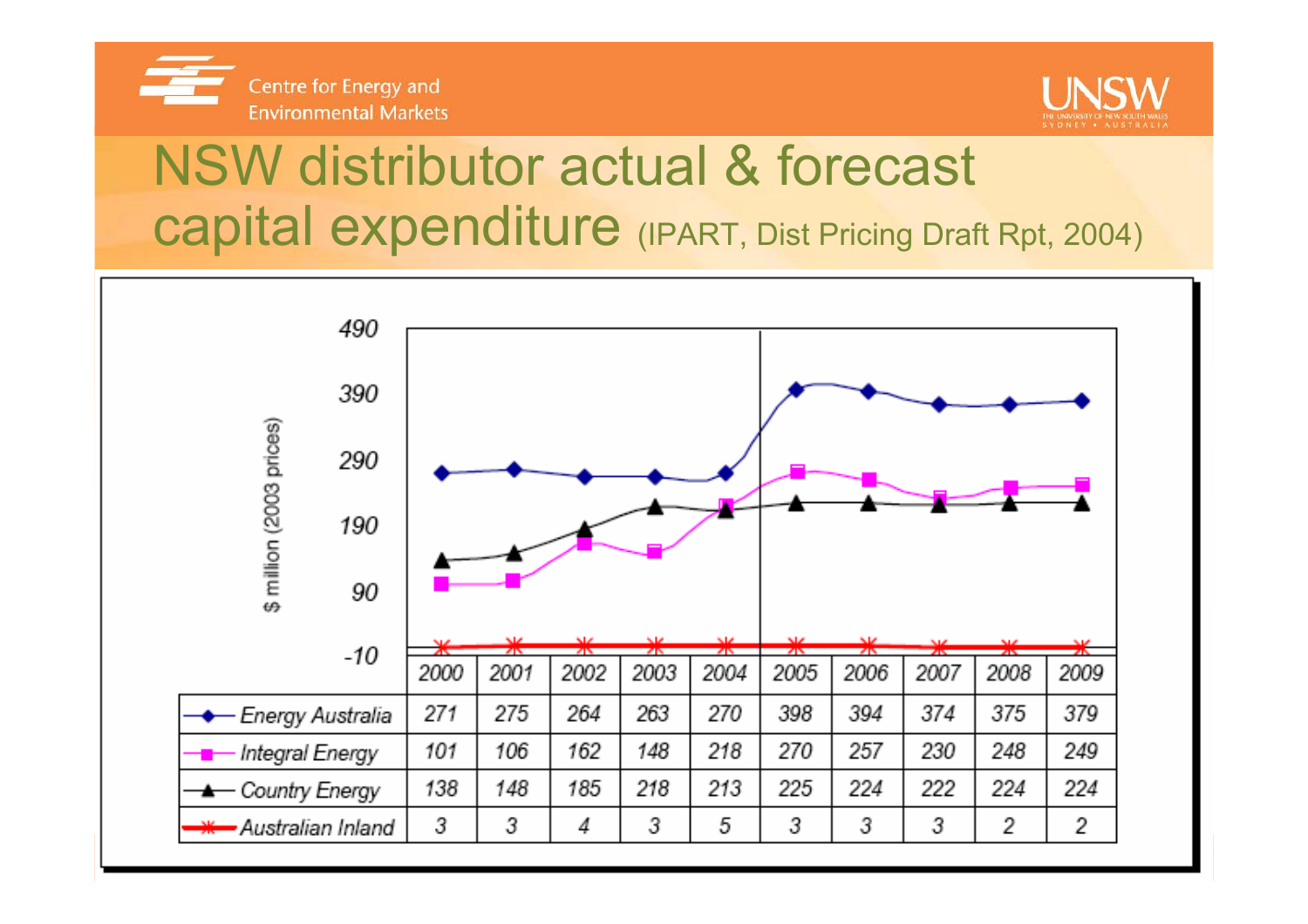# NSW distributor actual & forecast capital expenditure (IPART, Dist Pricing Draft Rpt, 2004)

$ million (2003 prices)

| | 2000 | 2001 | 2002 | 2003 | 2004 | 2005 | 2006 | 2007 | 2008 | 2009 |
|---|---|---|---|---|---|---|---|---|---|---|
| Energy Australia | 271 | 275 | 264 | 263 | 270 | 398 | 394 | 374 | 375 | 379 |
| Integral Energy | 101 | 106 | 162 | 148 | 218 | 270 | 257 | 230 | 248 | 249 |
| Country Energy | 138 | 148 | 185 | 218 | 213 | 225 | 224 | 222 | 224 | 224 |
| Australian Inland | 3 | 3 | 4 | 3 | 5 | 3 | 3 | 3 | 2 | 2 |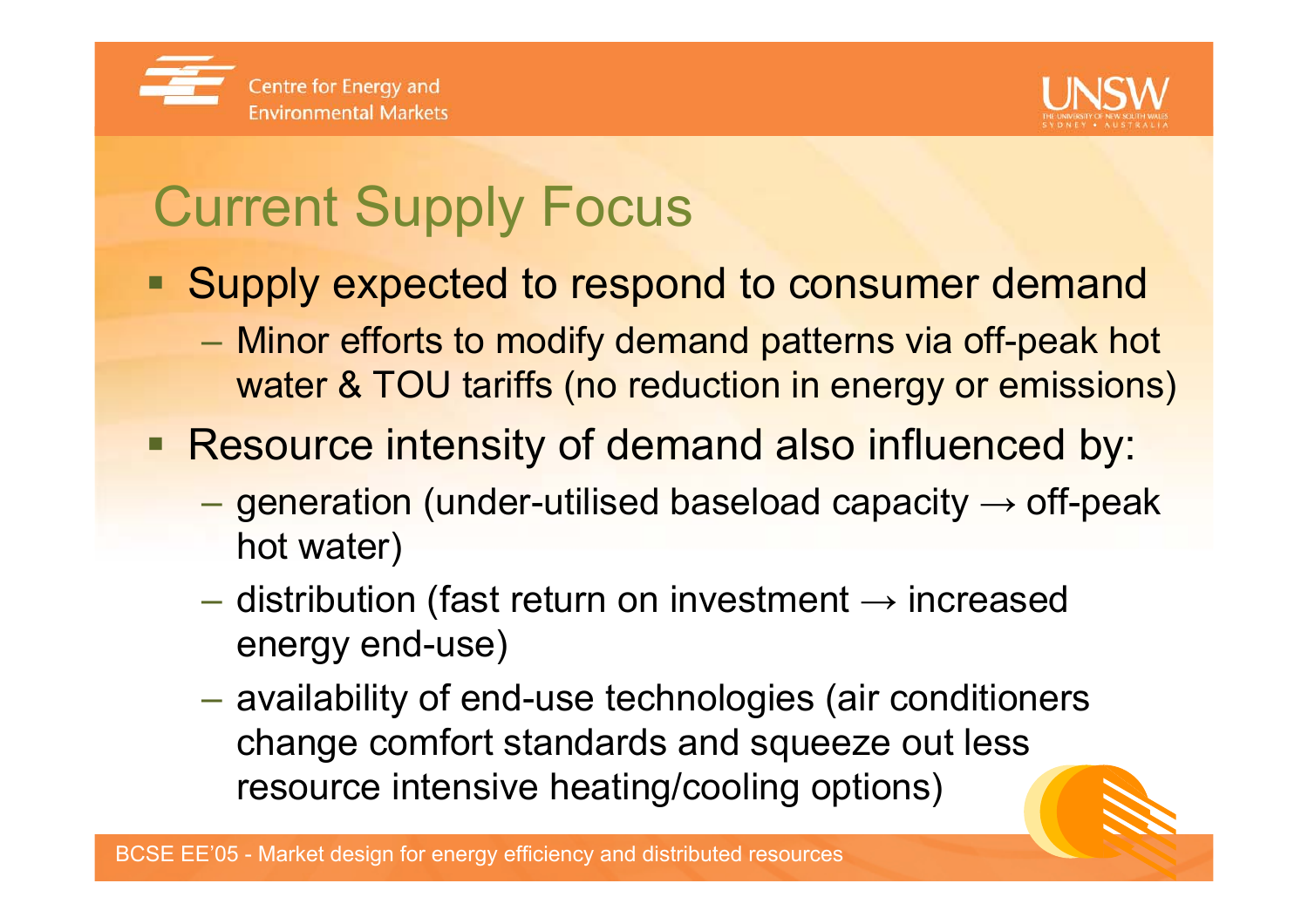# Current Supply Focus

- Supply expected to respond to consumer demand
  - Minor efforts to modify demand patterns via off-peak hot water & TOU tariffs (no reduction in energy or emissions)
- Resource intensity of demand also influenced by:
  - generation (under-utilised baseload capacity → off-peak hot water)
  - distribution (fast return on investment → increased energy end-use)
  - availability of end-use technologies (air conditioners change comfort standards and squeeze out less resource intensive heating/cooling options)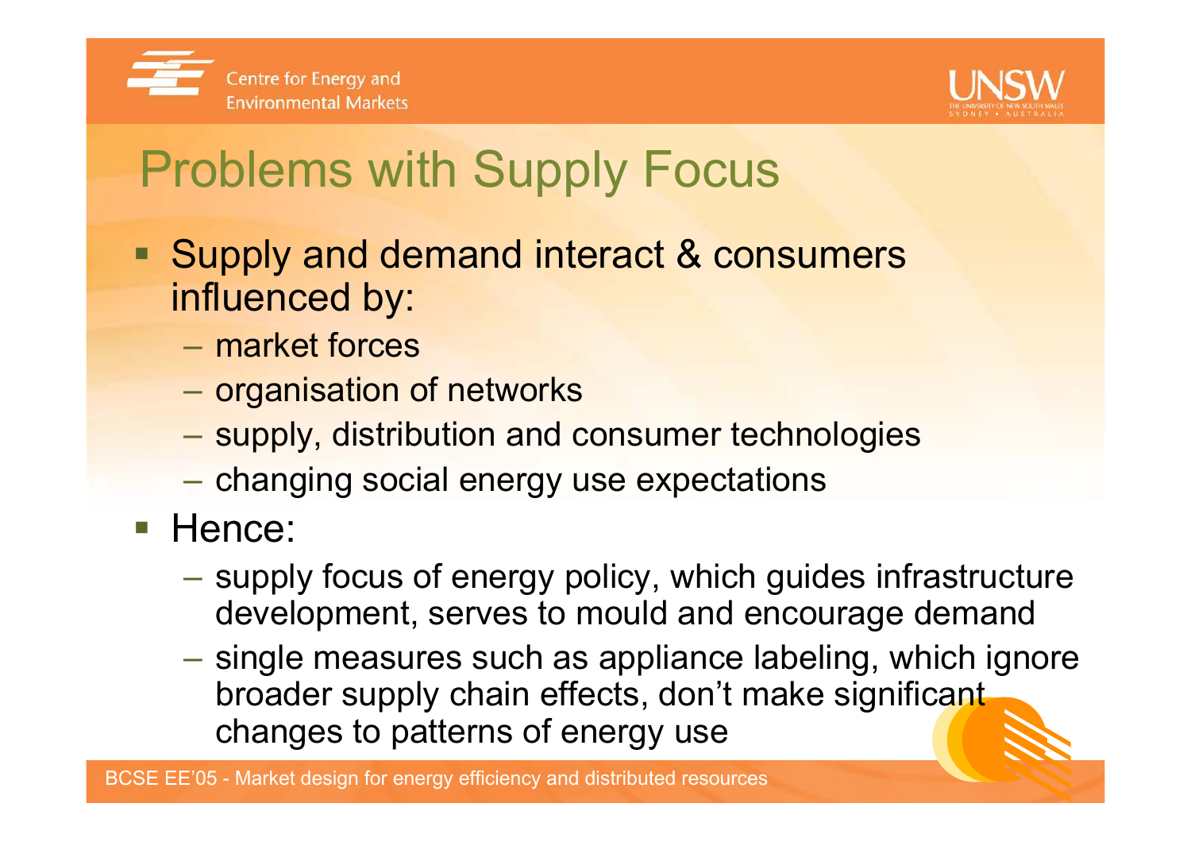# Problems with Supply Focus

- Supply and demand interact & consumers influenced by:
  - market forces
  - organisation of networks
  - supply, distribution and consumer technologies
  - changing social energy use expectations
- Hence:
  - supply focus of energy policy, which guides infrastructure development, serves to mould and encourage demand
  - single measures such as appliance labeling, which ignore broader supply chain effects, don't make significant changes to patterns of energy use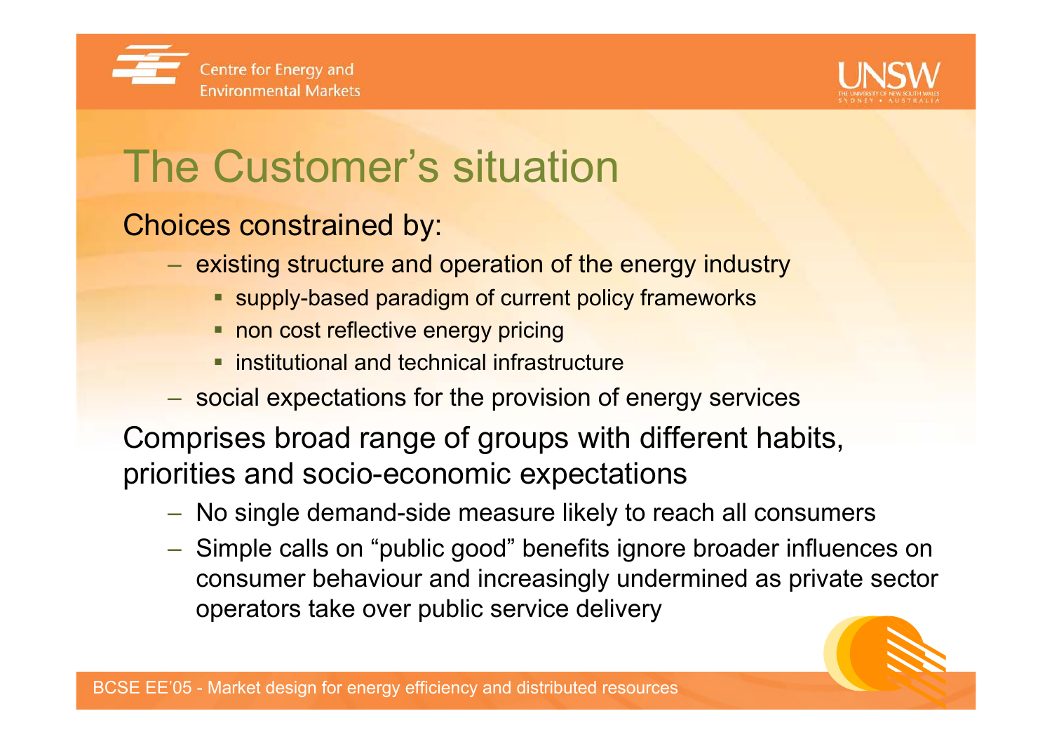# The Customer's situation

Choices constrained by:

- existing structure and operation of the energy industry
  - supply-based paradigm of current policy frameworks
  - non cost reflective energy pricing
  - institutional and technical infrastructure
- social expectations for the provision of energy services

Comprises broad range of groups with different habits, priorities and socio-economic expectations

- No single demand-side measure likely to reach all consumers
- Simple calls on "public good" benefits ignore broader influences on consumer behaviour and increasingly undermined as private sector operators take over public service delivery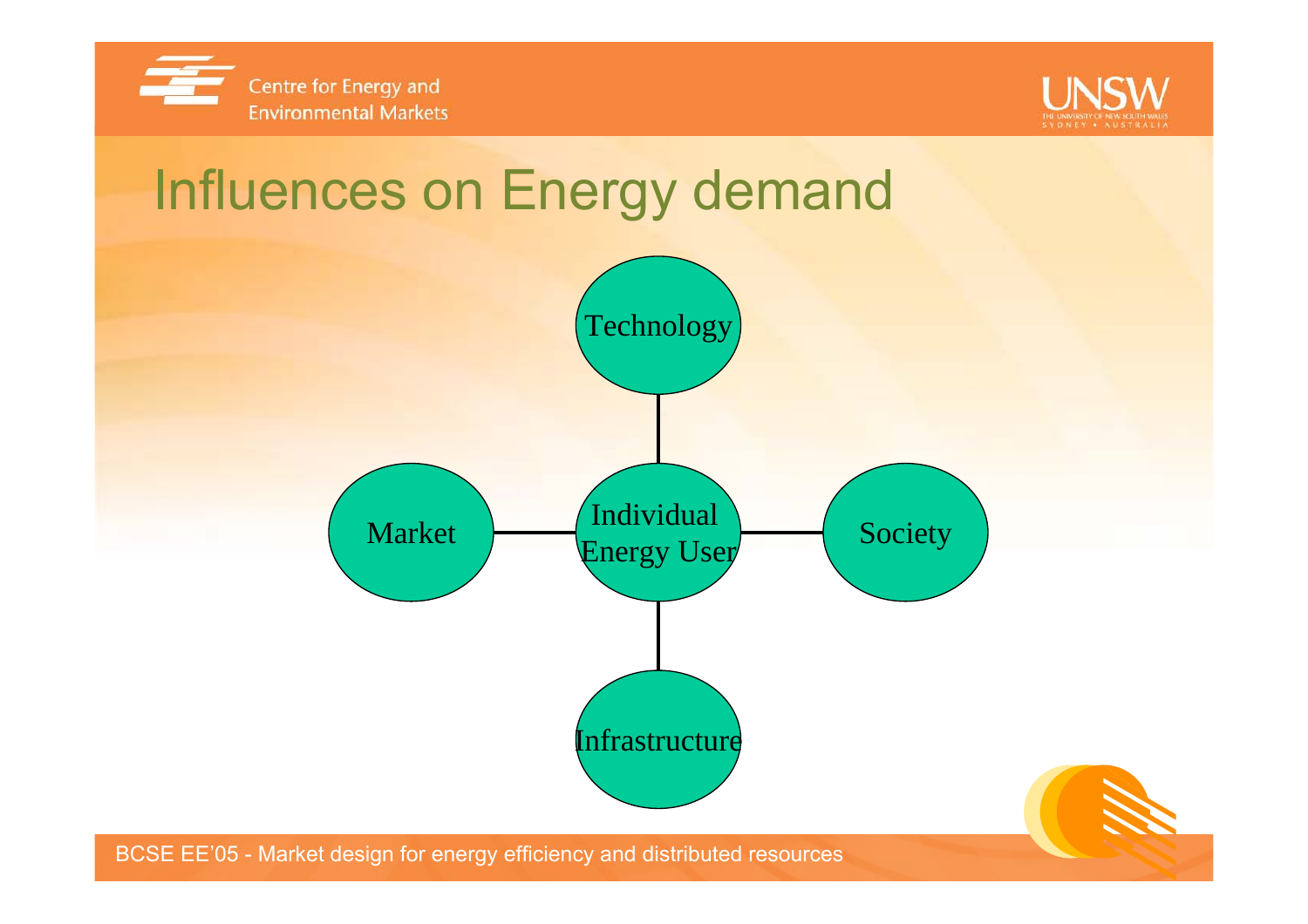# Influences on Energy demand

Technology

Market

Individual Energy User

Society

Infrastructure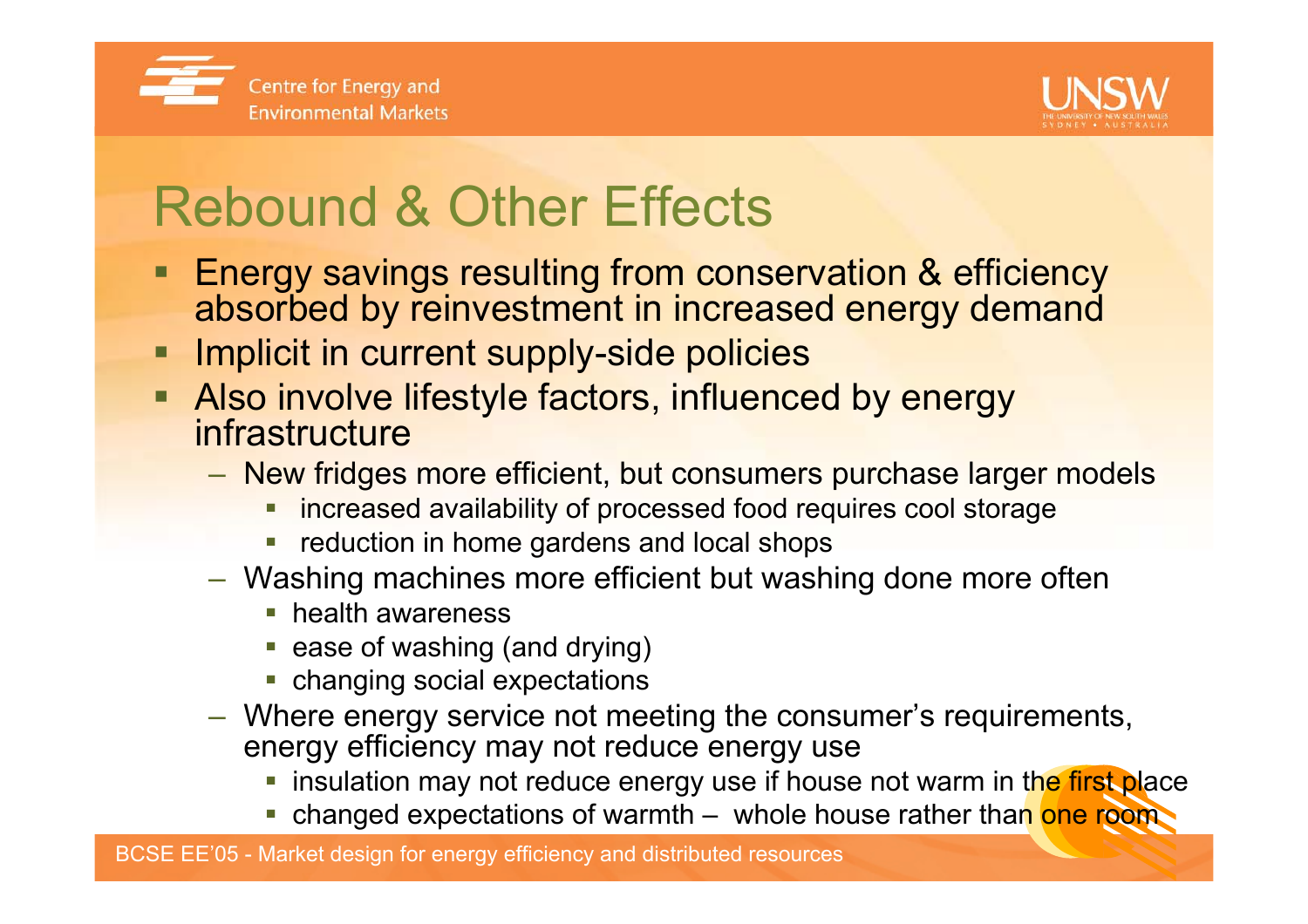# Rebound & Other Effects

- Energy savings resulting from conservation & efficiency absorbed by reinvestment in increased energy demand
- Implicit in current supply-side policies
- Also involve lifestyle factors, influenced by energy infrastructure
  - New fridges more efficient, but consumers purchase larger models
    - increased availability of processed food requires cool storage
    - reduction in home gardens and local shops
  - Washing machines more efficient but washing done more often
    - health awareness
    - ease of washing (and drying)
    - changing social expectations
  - Where energy service not meeting the consumer's requirements, energy efficiency may not reduce energy use
    - insulation may not reduce energy use if house not warm in the first place
    - changed expectations of warmth – whole house rather than one room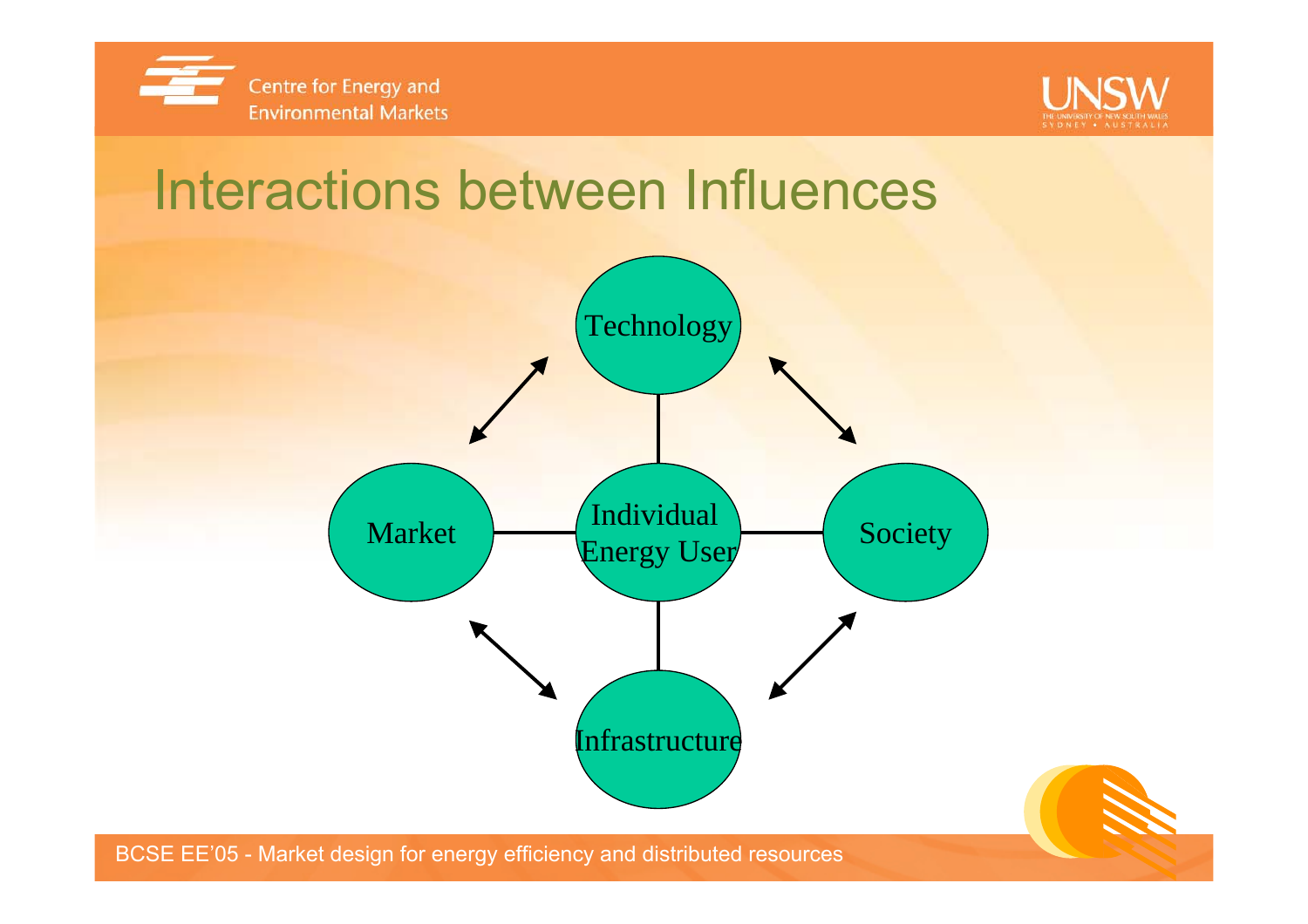# Interactions between Influences

Technology

Market

Individual Energy User

Society

Infrastructure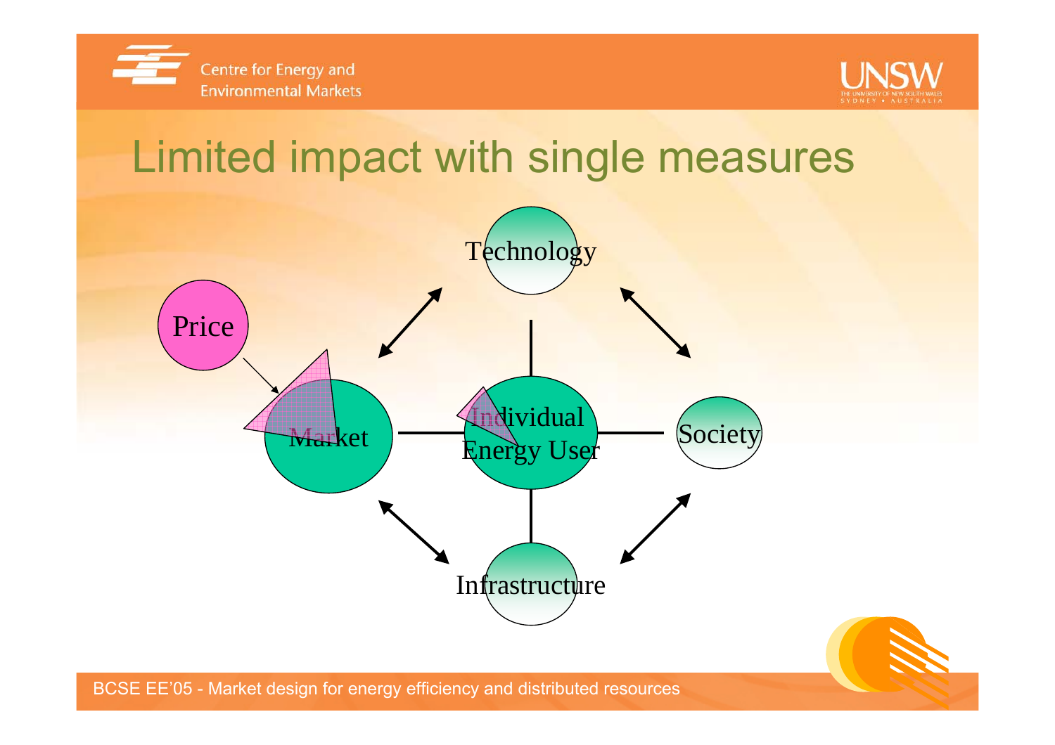# Limited impact with single measures

Technology

Price

Market

Individual Energy User

Society

Infrastructure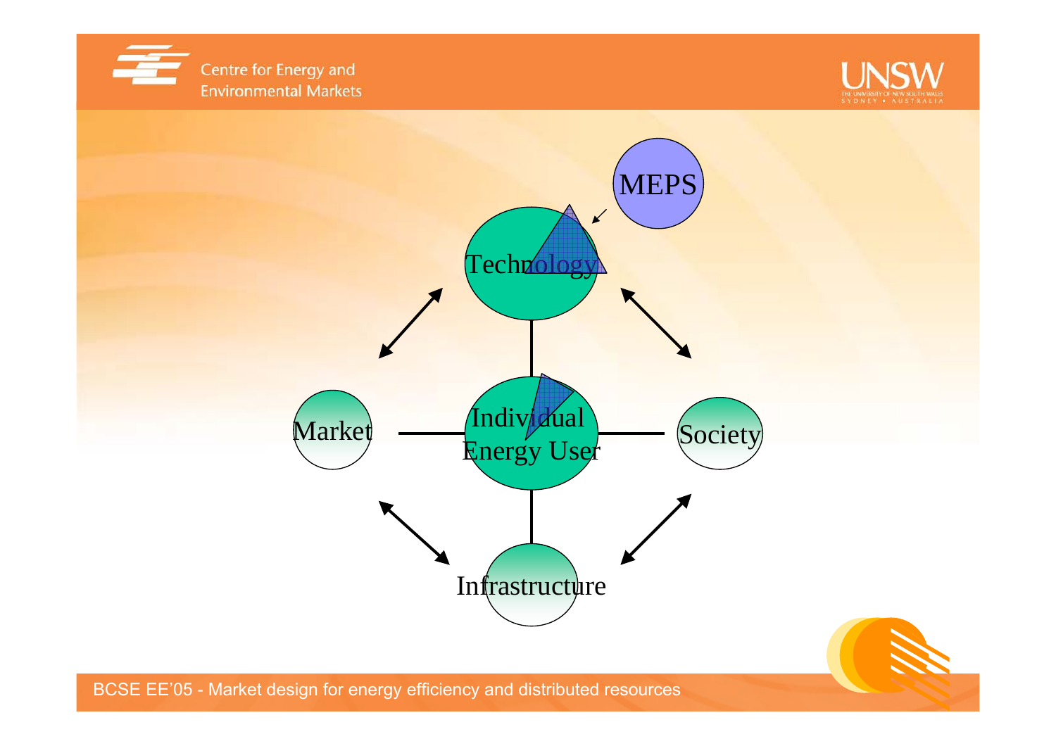MEPS

Technology

Market

Individual Energy User

Society

Infrastructure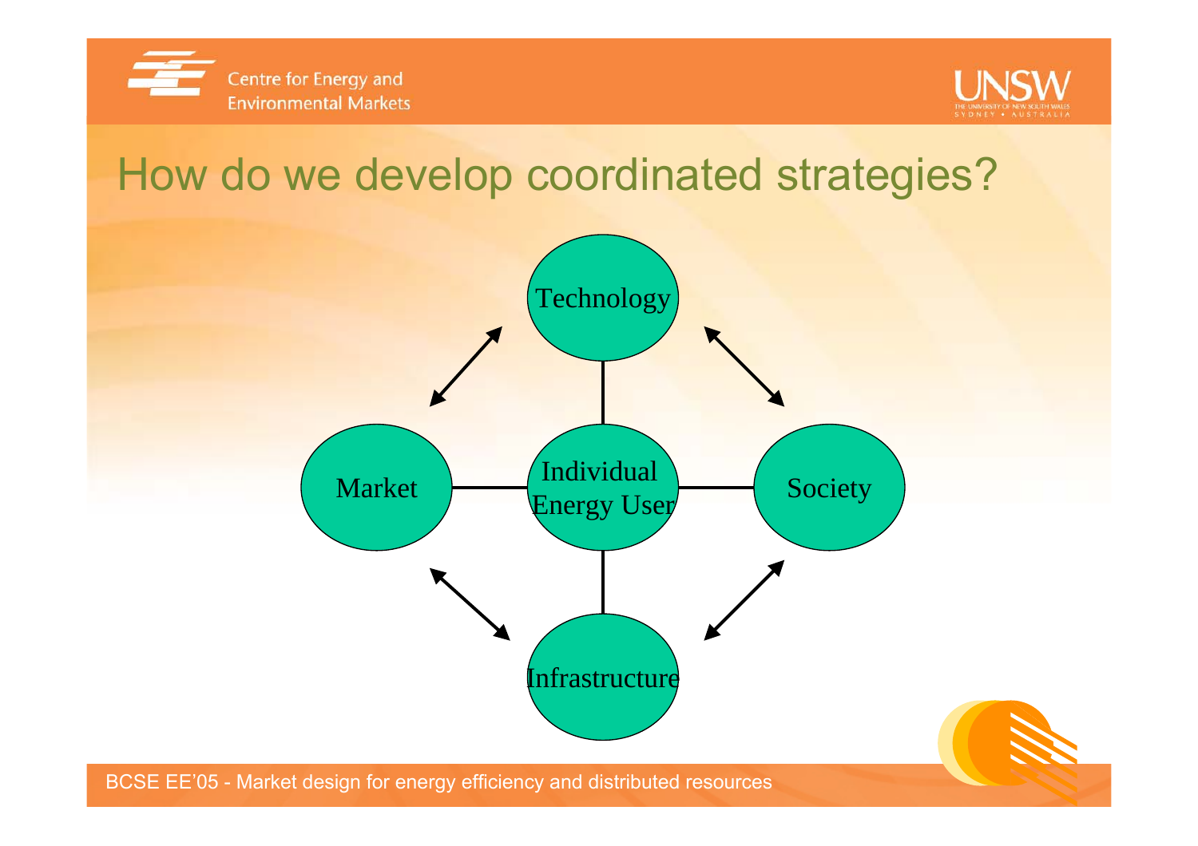# How do we develop coordinated strategies?

Technology

Market

Individual Energy User

Society

Infrastructure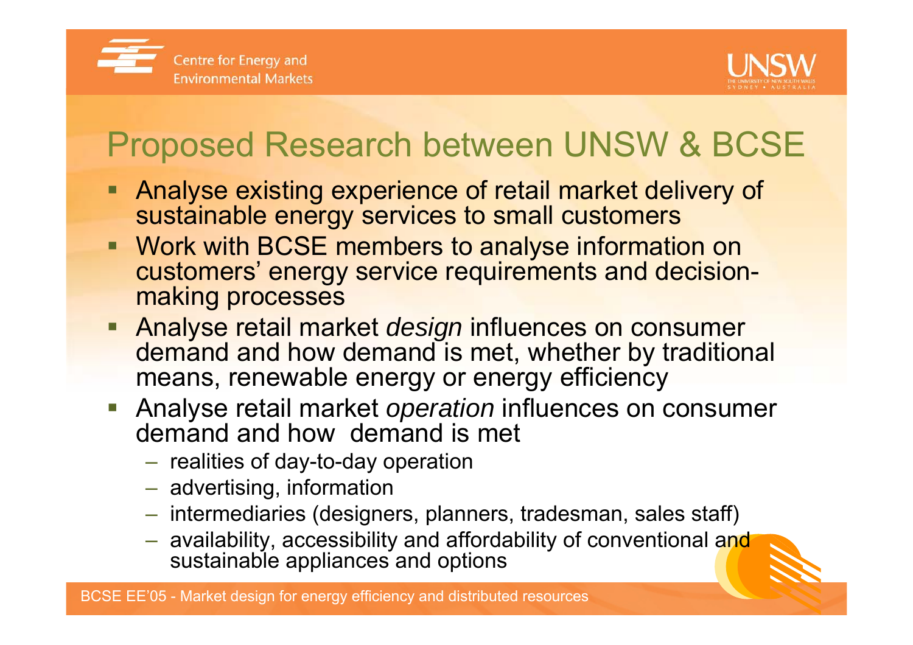# Proposed Research between UNSW & BCSE

- Analyse existing experience of retail market delivery of sustainable energy services to small customers
- Work with BCSE members to analyse information on customers' energy service requirements and decision-making processes
- Analyse retail market *design* influences on consumer demand and how demand is met, whether by traditional means, renewable energy or energy efficiency
- Analyse retail market *operation* influences on consumer demand and how demand is met
  - realities of day-to-day operation
  - advertising, information
  - intermediaries (designers, planners, tradesman, sales staff)
  - availability, accessibility and affordability of conventional and sustainable appliances and options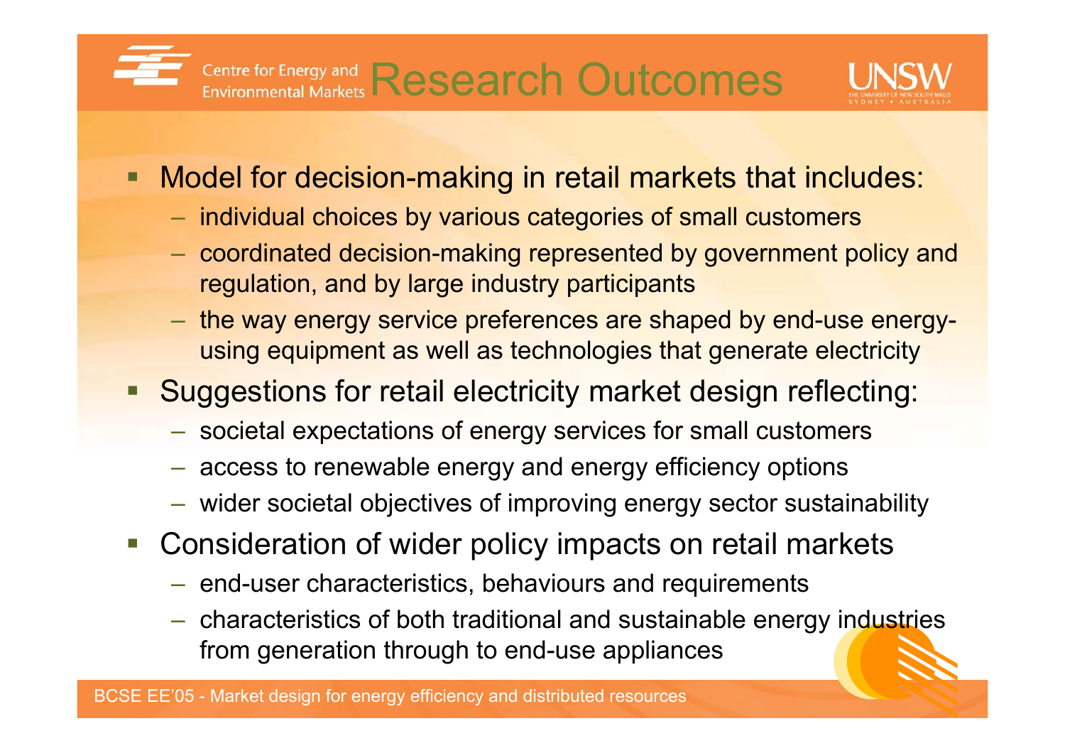# Research Outcomes

- Model for decision-making in retail markets that includes:
  - individual choices by various categories of small customers
  - coordinated decision-making represented by government policy and regulation, and by large industry participants
  - the way energy service preferences are shaped by end-use energy-using equipment as well as technologies that generate electricity
- Suggestions for retail electricity market design reflecting:
  - societal expectations of energy services for small customers
  - access to renewable energy and energy efficiency options
  - wider societal objectives of improving energy sector sustainability
- Consideration of wider policy impacts on retail markets
  - end-user characteristics, behaviours and requirements
  - characteristics of both traditional and sustainable energy industries from generation through to end-use appliances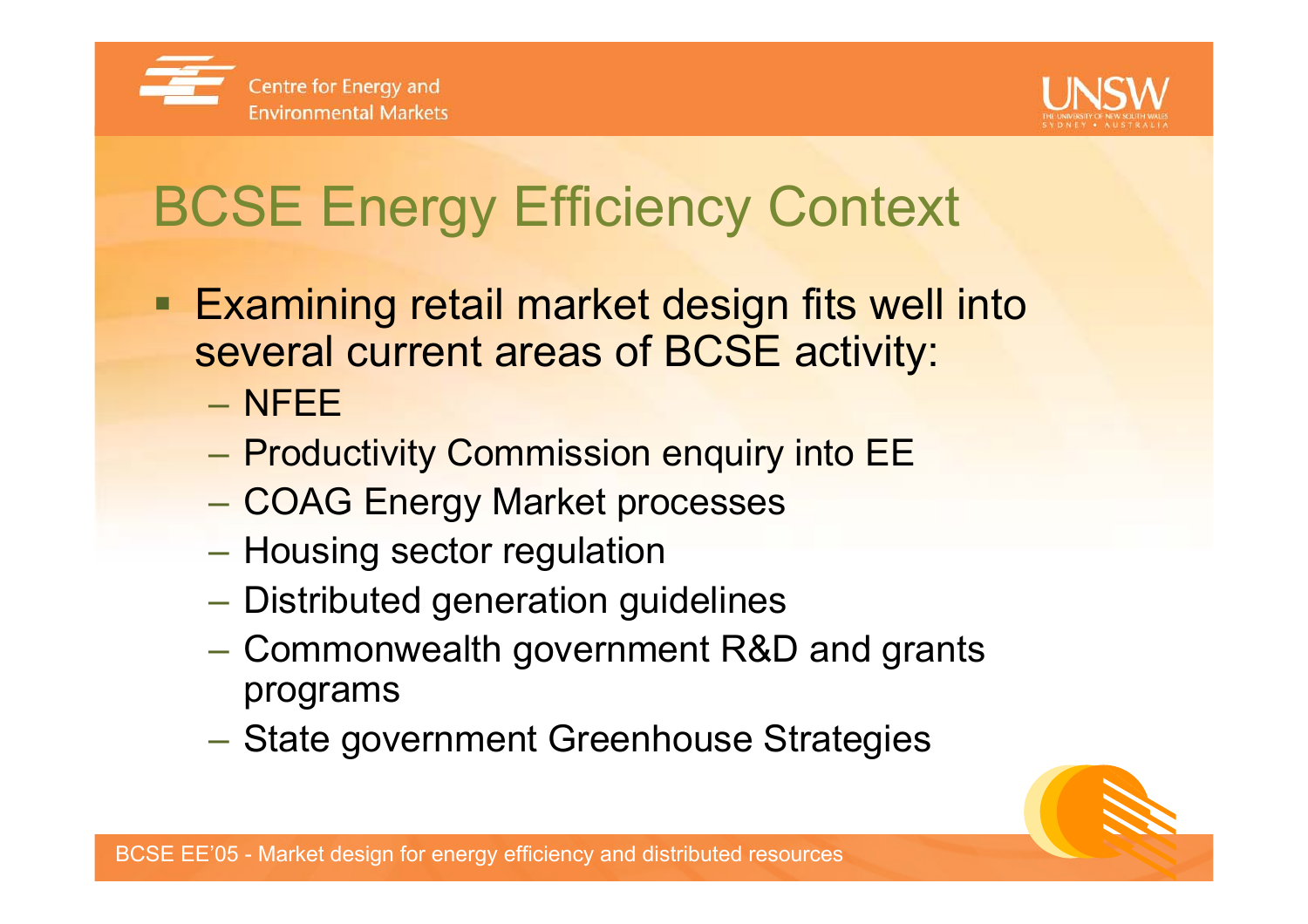# BCSE Energy Efficiency Context

- Examining retail market design fits well into several current areas of BCSE activity:
  - NFEE
  - Productivity Commission enquiry into EE
  - COAG Energy Market processes
  - Housing sector regulation
  - Distributed generation guidelines
  - Commonwealth government R&D and grants programs
  - State government Greenhouse Strategies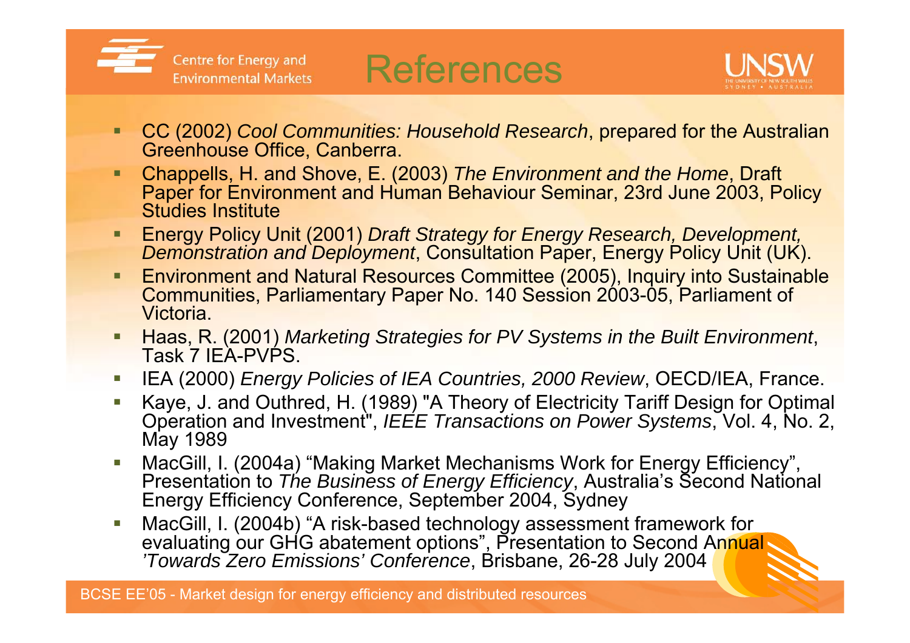# References

- CC (2002) *Cool Communities: Household Research*, prepared for the Australian Greenhouse Office, Canberra.
- Chappells, H. and Shove, E. (2003) *The Environment and the Home*, Draft Paper for Environment and Human Behaviour Seminar, 23rd June 2003, Policy Studies Institute
- Energy Policy Unit (2001) *Draft Strategy for Energy Research, Development, Demonstration and Deployment*, Consultation Paper, Energy Policy Unit (UK).
- Environment and Natural Resources Committee (2005), Inquiry into Sustainable Communities, Parliamentary Paper No. 140 Session 2003-05, Parliament of Victoria.
- Haas, R. (2001) *Marketing Strategies for PV Systems in the Built Environment*, Task 7 IEA-PVPS.
- IEA (2000) *Energy Policies of IEA Countries, 2000 Review*, OECD/IEA, France.
- Kaye, J. and Outhred, H. (1989) "A Theory of Electricity Tariff Design for Optimal Operation and Investment", *IEEE Transactions on Power Systems*, Vol. 4, No. 2, May 1989
- MacGill, I. (2004a) "Making Market Mechanisms Work for Energy Efficiency", Presentation to *The Business of Energy Efficiency*, Australia's Second National Energy Efficiency Conference, September 2004, Sydney
- MacGill, I. (2004b) "A risk-based technology assessment framework for evaluating our GHG abatement options", Presentation to Second Annual *'Towards Zero Emissions' Conference*, Brisbane, 26-28 July 2004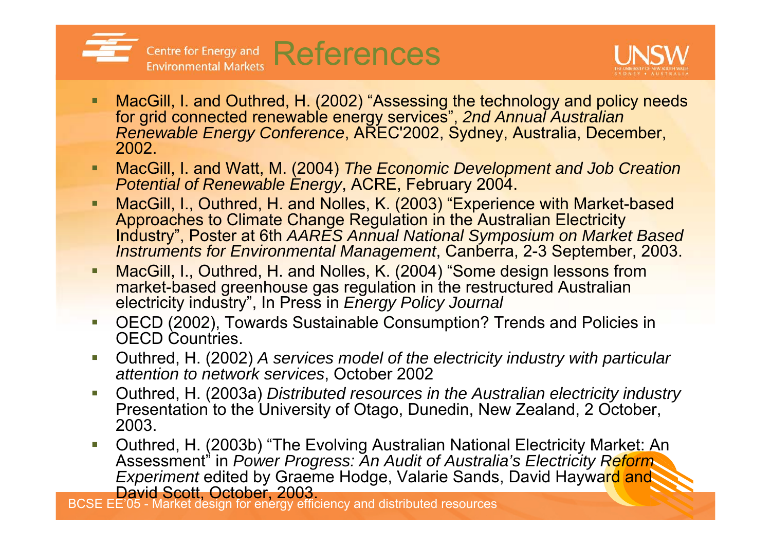# References

- MacGill, I. and Outhred, H. (2002) "Assessing the technology and policy needs for grid connected renewable energy services", *2nd Annual Australian Renewable Energy Conference*, AREC'2002, Sydney, Australia, December, 2002.
- MacGill, I. and Watt, M. (2004) *The Economic Development and Job Creation Potential of Renewable Energy*, ACRE, February 2004.
- MacGill, I., Outhred, H. and Nolles, K. (2003) "Experience with Market-based Approaches to Climate Change Regulation in the Australian Electricity Industry", Poster at 6th *AARES Annual National Symposium on Market Based Instruments for Environmental Management*, Canberra, 2-3 September, 2003.
- MacGill, I., Outhred, H. and Nolles, K. (2004) "Some design lessons from market-based greenhouse gas regulation in the restructured Australian electricity industry", In Press in *Energy Policy Journal*
- OECD (2002), Towards Sustainable Consumption? Trends and Policies in OECD Countries.
- Outhred, H. (2002) *A services model of the electricity industry with particular attention to network services*, October 2002
- Outhred, H. (2003a) *Distributed resources in the Australian electricity industry* Presentation to the University of Otago, Dunedin, New Zealand, 2 October, 2003.
- Outhred, H. (2003b) "The Evolving Australian National Electricity Market: An Assessment" in *Power Progress: An Audit of Australia's Electricity Reform Experiment* edited by Graeme Hodge, Valarie Sands, David Hayward and David Scott, October, 2003.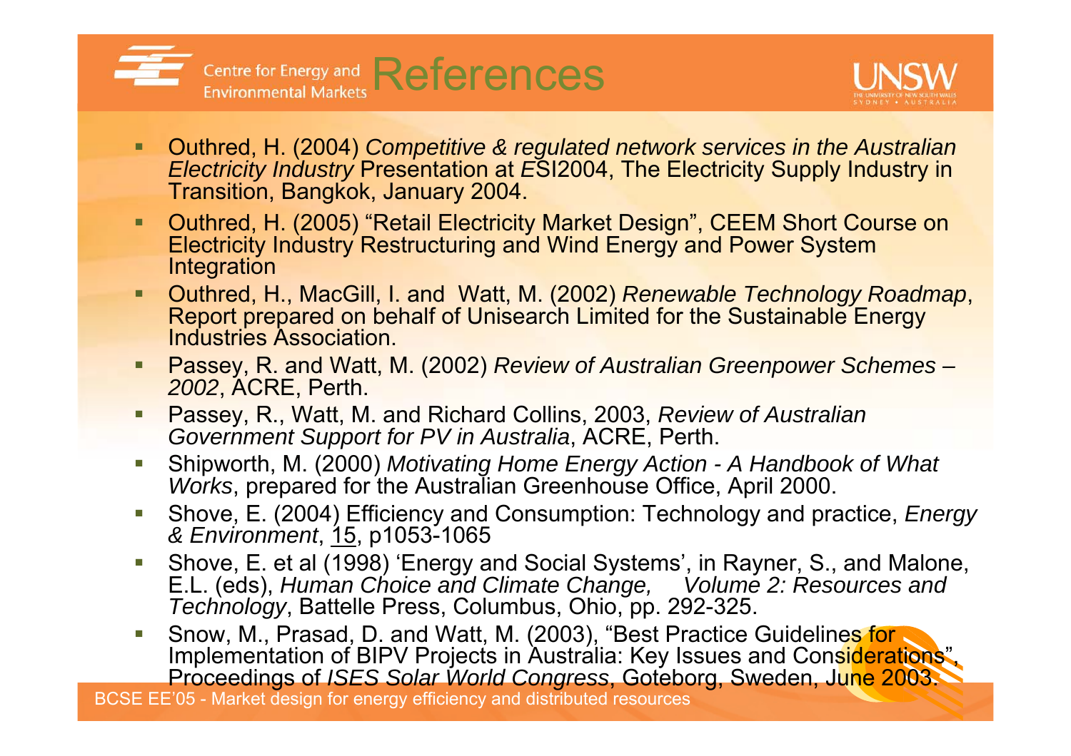# References

- Outhred, H. (2004) *Competitive & regulated network services in the Australian Electricity Industry* Presentation at *E*SI2004, The Electricity Supply Industry in Transition, Bangkok, January 2004.
- Outhred, H. (2005) "Retail Electricity Market Design", CEEM Short Course on Electricity Industry Restructuring and Wind Energy and Power System Integration
- Outhred, H., MacGill, I. and Watt, M. (2002) *Renewable Technology Roadmap*, Report prepared on behalf of Unisearch Limited for the Sustainable Energy Industries Association.
- Passey, R. and Watt, M. (2002) *Review of Australian Greenpower Schemes – 2002*, ACRE, Perth.
- Passey, R., Watt, M. and Richard Collins, 2003, *Review of Australian Government Support for PV in Australia*, ACRE, Perth.
- Shipworth, M. (2000) *Motivating Home Energy Action - A Handbook of What Works*, prepared for the Australian Greenhouse Office, April 2000.
- Shove, E. (2004) Efficiency and Consumption: Technology and practice, *Energy & Environment*, 15, p1053-1065
- Shove, E. et al (1998) 'Energy and Social Systems', in Rayner, S., and Malone, E.L. (eds), *Human Choice and Climate Change, Volume 2: Resources and Technology*, Battelle Press, Columbus, Ohio, pp. 292-325.
- Snow, M., Prasad, D. and Watt, M. (2003), "Best Practice Guidelines for Implementation of BIPV Projects in Australia: Key Issues and Considerations", Proceedings of *ISES Solar World Congress*, Goteborg, Sweden, June 2003.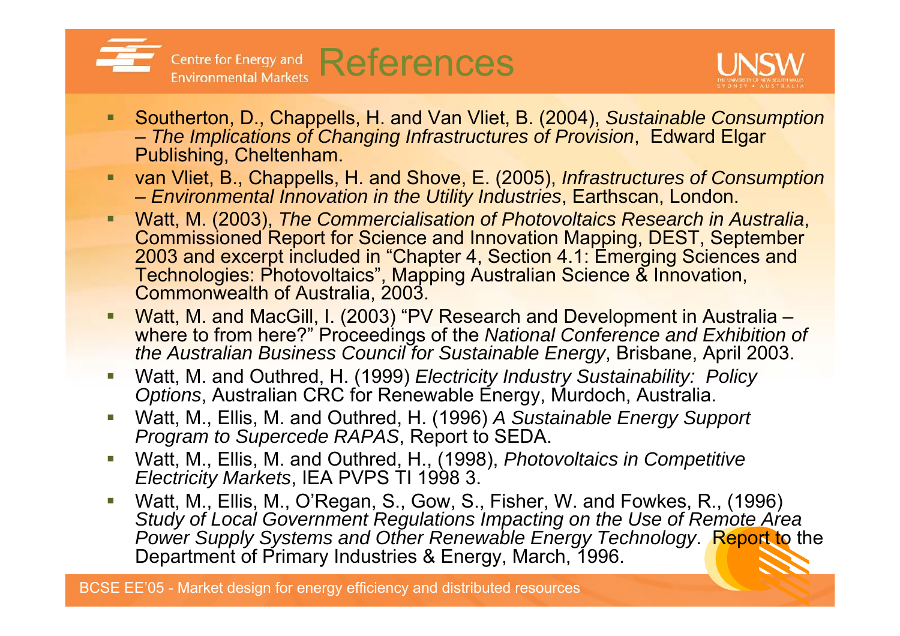# References

- Southerton, D., Chappells, H. and Van Vliet, B. (2004), *Sustainable Consumption – The Implications of Changing Infrastructures of Provision*, Edward Elgar Publishing, Cheltenham.
- van Vliet, B., Chappells, H. and Shove, E. (2005), *Infrastructures of Consumption – Environmental Innovation in the Utility Industries*, Earthscan, London.
- Watt, M. (2003), *The Commercialisation of Photovoltaics Research in Australia*, Commissioned Report for Science and Innovation Mapping, DEST, September 2003 and excerpt included in "Chapter 4, Section 4.1: Emerging Sciences and Technologies: Photovoltaics", Mapping Australian Science & Innovation, Commonwealth of Australia, 2003.
- Watt, M. and MacGill, I. (2003) "PV Research and Development in Australia – where to from here?" Proceedings of the *National Conference and Exhibition of the Australian Business Council for Sustainable Energy*, Brisbane, April 2003.
- Watt, M. and Outhred, H. (1999) *Electricity Industry Sustainability: Policy Options*, Australian CRC for Renewable Energy, Murdoch, Australia.
- Watt, M., Ellis, M. and Outhred, H. (1996) *A Sustainable Energy Support Program to Supercede RAPAS*, Report to SEDA.
- Watt, M., Ellis, M. and Outhred, H., (1998), *Photovoltaics in Competitive Electricity Markets*, IEA PVPS TI 1998 3.
- Watt, M., Ellis, M., O'Regan, S., Gow, S., Fisher, W. and Fowkes, R., (1996) *Study of Local Government Regulations Impacting on the Use of Remote Area Power Supply Systems and Other Renewable Energy Technology*. Report to the Department of Primary Industries & Energy, March, 1996.